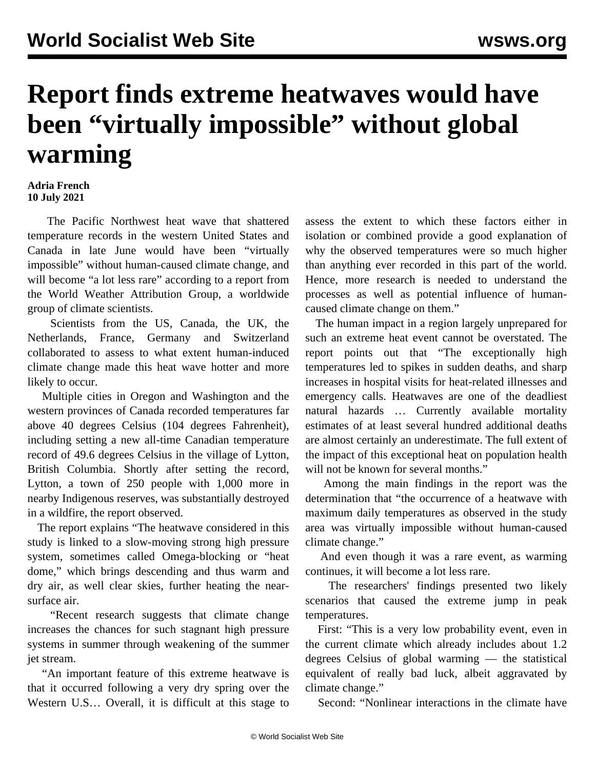# Report finds extreme heatwaves would have been "virtually impossible" without global warming

**Adria French**
**10 July 2021**

The Pacific Northwest heat wave that shattered temperature records in the western United States and Canada in late June would have been "virtually impossible" without human-caused climate change, and will become "a lot less rare" according to a report from the World Weather Attribution Group, a worldwide group of climate scientists.

Scientists from the US, Canada, the UK, the Netherlands, France, Germany and Switzerland collaborated to assess to what extent human-induced climate change made this heat wave hotter and more likely to occur.

Multiple cities in Oregon and Washington and the western provinces of Canada recorded temperatures far above 40 degrees Celsius (104 degrees Fahrenheit), including setting a new all-time Canadian temperature record of 49.6 degrees Celsius in the village of Lytton, British Columbia. Shortly after setting the record, Lytton, a town of 250 people with 1,000 more in nearby Indigenous reserves, was substantially destroyed in a wildfire, the report observed.

The report explains "The heatwave considered in this study is linked to a slow-moving strong high pressure system, sometimes called Omega-blocking or "heat dome," which brings descending and thus warm and dry air, as well clear skies, further heating the near-surface air.

"Recent research suggests that climate change increases the chances for such stagnant high pressure systems in summer through weakening of the summer jet stream.

"An important feature of this extreme heatwave is that it occurred following a very dry spring over the Western U.S… Overall, it is difficult at this stage to assess the extent to which these factors either in isolation or combined provide a good explanation of why the observed temperatures were so much higher than anything ever recorded in this part of the world. Hence, more research is needed to understand the processes as well as potential influence of human-caused climate change on them."

The human impact in a region largely unprepared for such an extreme heat event cannot be overstated. The report points out that "The exceptionally high temperatures led to spikes in sudden deaths, and sharp increases in hospital visits for heat-related illnesses and emergency calls. Heatwaves are one of the deadliest natural hazards … Currently available mortality estimates of at least several hundred additional deaths are almost certainly an underestimate. The full extent of the impact of this exceptional heat on population health will not be known for several months."

Among the main findings in the report was the determination that "the occurrence of a heatwave with maximum daily temperatures as observed in the study area was virtually impossible without human-caused climate change."

And even though it was a rare event, as warming continues, it will become a lot less rare.

The researchers' findings presented two likely scenarios that caused the extreme jump in peak temperatures.

First: "This is a very low probability event, even in the current climate which already includes about 1.2 degrees Celsius of global warming — the statistical equivalent of really bad luck, albeit aggravated by climate change."

Second: "Nonlinear interactions in the climate have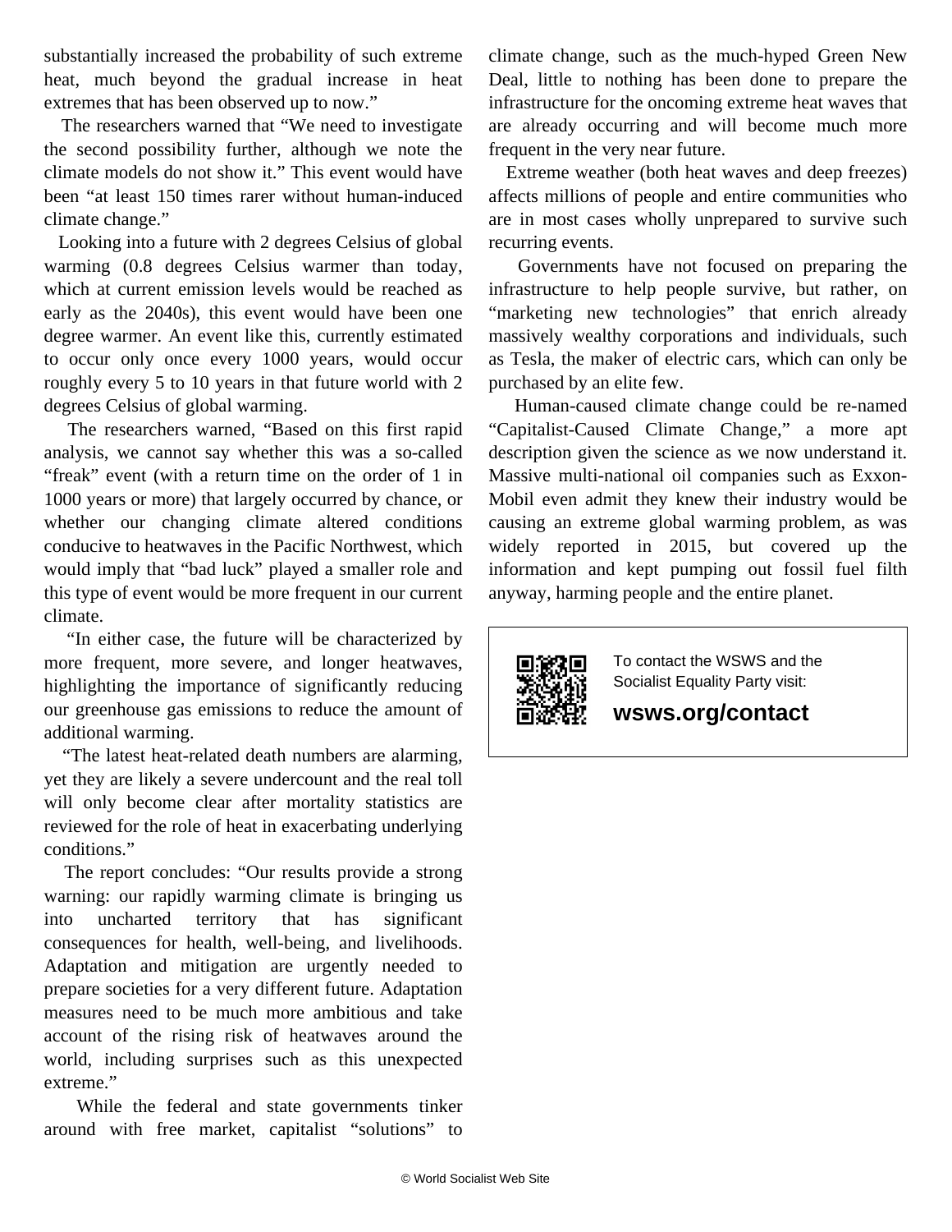substantially increased the probability of such extreme heat, much beyond the gradual increase in heat extremes that has been observed up to now."

The researchers warned that "We need to investigate the second possibility further, although we note the climate models do not show it." This event would have been "at least 150 times rarer without human-induced climate change."

Looking into a future with 2 degrees Celsius of global warming (0.8 degrees Celsius warmer than today, which at current emission levels would be reached as early as the 2040s), this event would have been one degree warmer. An event like this, currently estimated to occur only once every 1000 years, would occur roughly every 5 to 10 years in that future world with 2 degrees Celsius of global warming.

The researchers warned, "Based on this first rapid analysis, we cannot say whether this was a so-called "freak" event (with a return time on the order of 1 in 1000 years or more) that largely occurred by chance, or whether our changing climate altered conditions conducive to heatwaves in the Pacific Northwest, which would imply that "bad luck" played a smaller role and this type of event would be more frequent in our current climate.

"In either case, the future will be characterized by more frequent, more severe, and longer heatwaves, highlighting the importance of significantly reducing our greenhouse gas emissions to reduce the amount of additional warming.

"The latest heat-related death numbers are alarming, yet they are likely a severe undercount and the real toll will only become clear after mortality statistics are reviewed for the role of heat in exacerbating underlying conditions."

The report concludes: "Our results provide a strong warning: our rapidly warming climate is bringing us into uncharted territory that has significant consequences for health, well-being, and livelihoods. Adaptation and mitigation are urgently needed to prepare societies for a very different future. Adaptation measures need to be much more ambitious and take account of the rising risk of heatwaves around the world, including surprises such as this unexpected extreme."

While the federal and state governments tinker around with free market, capitalist "solutions" to climate change, such as the much-hyped Green New Deal, little to nothing has been done to prepare the infrastructure for the oncoming extreme heat waves that are already occurring and will become much more frequent in the very near future.

Extreme weather (both heat waves and deep freezes) affects millions of people and entire communities who are in most cases wholly unprepared to survive such recurring events.

Governments have not focused on preparing the infrastructure to help people survive, but rather, on "marketing new technologies" that enrich already massively wealthy corporations and individuals, such as Tesla, the maker of electric cars, which can only be purchased by an elite few.

Human-caused climate change could be re-named "Capitalist-Caused Climate Change," a more apt description given the science as we now understand it. Massive multi-national oil companies such as Exxon-Mobil even admit they knew their industry would be causing an extreme global warming problem, as was widely reported in 2015, but covered up the information and kept pumping out fossil fuel filth anyway, harming people and the entire planet.

To contact the WSWS and the Socialist Equality Party visit:

**wsws.org/contact**